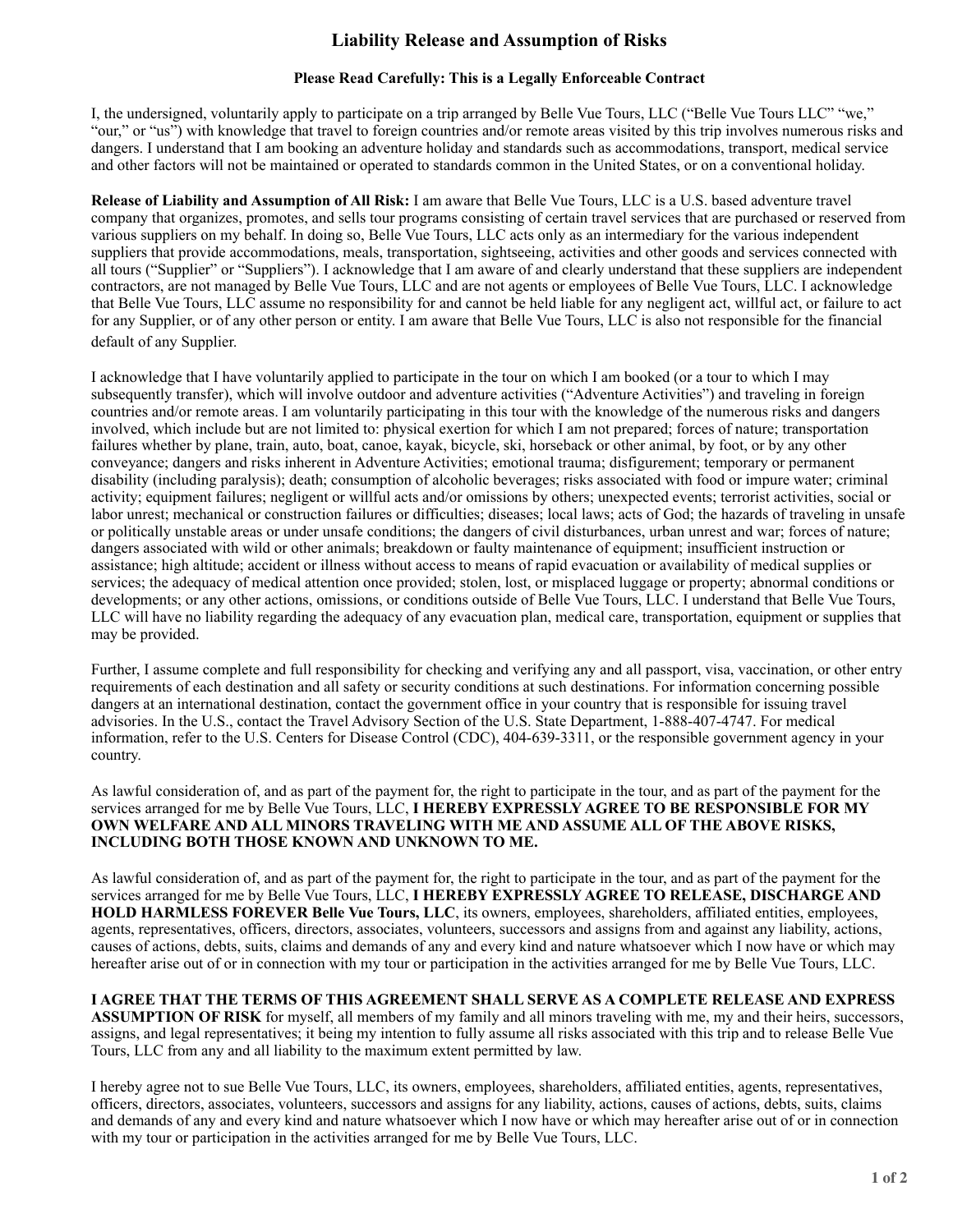# Liability Release and Assumption of Risks

### Please Read Carefully: This is a Legally Enforceable Contract

I, the undersigned, voluntarily apply to participate on a trip arranged by Belle Vue Tours, LLC ("Belle Vue Tours LLC" "we," "our," or "us") with knowledge that travel to foreign countries and/or remote areas visited by this trip involves numerous risks and dangers. I understand that I am booking an adventure holiday and standards such as accommodations, transport, medical service and other factors will not be maintained or operated to standards common in the United States, or on a conventional holiday.

**Release of Liability and Assumption of All Risk:** I am aware that Belle Vue Tours, LLC is a U.S. based adventure travel company that organizes, promotes, and sells tour programs consisting of certain travel services that are purchased or reserved from various suppliers on my behalf. In doing so, Belle Vue Tours, LLC acts only as an intermediary for the various independent suppliers that provide accommodations, meals, transportation, sightseeing, activities and other goods and services connected with all tours ("Supplier" or "Suppliers"). I acknowledge that I am aware of and clearly understand that these suppliers are independent contractors, are not managed by Belle Vue Tours, LLC and are not agents or employees of Belle Vue Tours, LLC. I acknowledge that Belle Vue Tours, LLC assume no responsibility for and cannot be held liable for any negligent act, willful act, or failure to act for any Supplier, or of any other person or entity. I am aware that Belle Vue Tours, LLC is also not responsible for the financial default of any Supplier.

I acknowledge that I have voluntarily applied to participate in the tour on which I am booked (or a tour to which I may subsequently transfer), which will involve outdoor and adventure activities ("Adventure Activities") and traveling in foreign countries and/or remote areas. I am voluntarily participating in this tour with the knowledge of the numerous risks and dangers involved, which include but are not limited to: physical exertion for which I am not prepared; forces of nature; transportation failures whether by plane, train, auto, boat, canoe, kayak, bicycle, ski, horseback or other animal, by foot, or by any other conveyance; dangers and risks inherent in Adventure Activities; emotional trauma; disfigurement; temporary or permanent disability (including paralysis); death; consumption of alcoholic beverages; risks associated with food or impure water; criminal activity; equipment failures; negligent or willful acts and/or omissions by others; unexpected events; terrorist activities, social or labor unrest; mechanical or construction failures or difficulties; diseases; local laws; acts of God; the hazards of traveling in unsafe or politically unstable areas or under unsafe conditions; the dangers of civil disturbances, urban unrest and war; forces of nature; dangers associated with wild or other animals; breakdown or faulty maintenance of equipment; insufficient instruction or assistance; high altitude; accident or illness without access to means of rapid evacuation or availability of medical supplies or services; the adequacy of medical attention once provided; stolen, lost, or misplaced luggage or property; abnormal conditions or developments; or any other actions, omissions, or conditions outside of Belle Vue Tours, LLC. I understand that Belle Vue Tours, LLC will have no liability regarding the adequacy of any evacuation plan, medical care, transportation, equipment or supplies that may be provided.

Further, I assume complete and full responsibility for checking and verifying any and all passport, visa, vaccination, or other entry requirements of each destination and all safety or security conditions at such destinations. For information concerning possible dangers at an international destination, contact the government office in your country that is responsible for issuing travel advisories. In the U.S., contact the Travel Advisory Section of the U.S. State Department, 1-888-407-4747. For medical information, refer to the U.S. Centers for Disease Control (CDC), 404-639-3311, or the responsible government agency in your country.

As lawful consideration of, and as part of the payment for, the right to participate in the tour, and as part of the payment for the services arranged for me by Belle Vue Tours, LLC, **I HEREBY EXPRESSLY AGREE TO BE RESPONSIBLE FOR MY OWN WELFARE AND ALL MINORS TRAVELING WITH ME AND ASSUME ALL OF THE ABOVE RISKS, INCLUDING BOTH THOSE KNOWN AND UNKNOWN TO ME.**

As lawful consideration of, and as part of the payment for, the right to participate in the tour, and as part of the payment for the services arranged for me by Belle Vue Tours, LLC, **I HEREBY EXPRESSLY AGREE TO RELEASE, DISCHARGE AND HOLD HARMLESS FOREVER Belle Vue Tours, LLC**, its owners, employees, shareholders, affiliated entities, employees, agents, representatives, officers, directors, associates, volunteers, successors and assigns from and against any liability, actions, causes of actions, debts, suits, claims and demands of any and every kind and nature whatsoever which I now have or which may hereafter arise out of or in connection with my tour or participation in the activities arranged for me by Belle Vue Tours, LLC.

**I AGREE THAT THE TERMS OF THIS AGREEMENT SHALL SERVE AS A COMPLETE RELEASE AND EXPRESS ASSUMPTION OF RISK** for myself, all members of my family and all minors traveling with me, my and their heirs, successors, assigns, and legal representatives; it being my intention to fully assume all risks associated with this trip and to release Belle Vue Tours, LLC from any and all liability to the maximum extent permitted by law.

I hereby agree not to sue Belle Vue Tours, LLC, its owners, employees, shareholders, affiliated entities, agents, representatives, officers, directors, associates, volunteers, successors and assigns for any liability, actions, causes of actions, debts, suits, claims and demands of any and every kind and nature whatsoever which I now have or which may hereafter arise out of or in connection with my tour or participation in the activities arranged for me by Belle Vue Tours, LLC.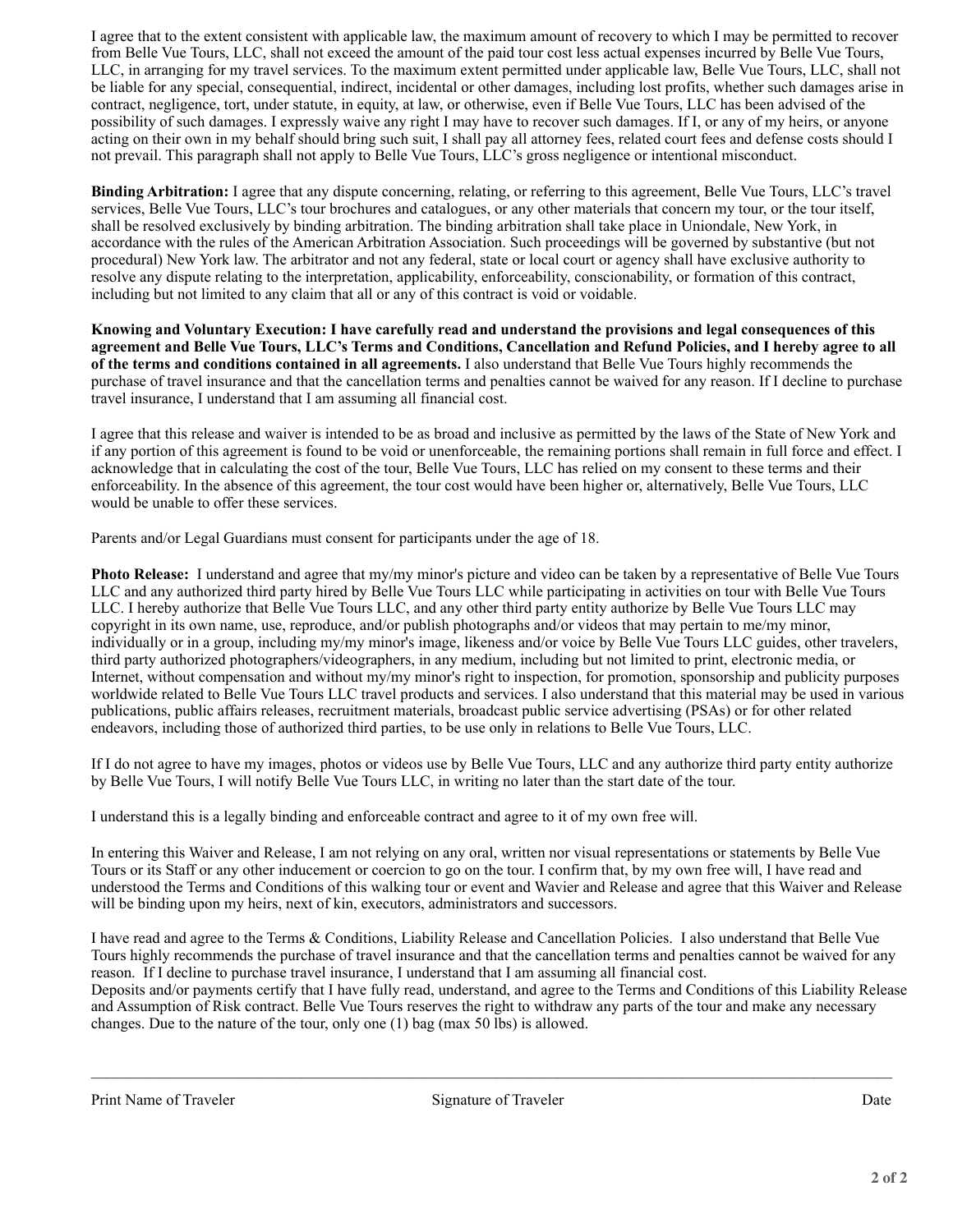I agree that to the extent consistent with applicable law, the maximum amount of recovery to which I may be permitted to recover from Belle Vue Tours, LLC, shall not exceed the amount of the paid tour cost less actual expenses incurred by Belle Vue Tours, LLC, in arranging for my travel services. To the maximum extent permitted under applicable law, Belle Vue Tours, LLC, shall not be liable for any special, consequential, indirect, incidental or other damages, including lost profits, whether such damages arise in contract, negligence, tort, under statute, in equity, at law, or otherwise, even if Belle Vue Tours, LLC has been advised of the possibility of such damages. I expressly waive any right I may have to recover such damages. If I, or any of my heirs, or anyone acting on their own in my behalf should bring such suit, I shall pay all attorney fees, related court fees and defense costs should I not prevail. This paragraph shall not apply to Belle Vue Tours, LLC's gross negligence or intentional misconduct.

**Binding Arbitration:** I agree that any dispute concerning, relating, or referring to this agreement, Belle Vue Tours, LLC's travel services, Belle Vue Tours, LLC's tour brochures and catalogues, or any other materials that concern my tour, or the tour itself, shall be resolved exclusively by binding arbitration. The binding arbitration shall take place in Uniondale, New York, in accordance with the rules of the American Arbitration Association. Such proceedings will be governed by substantive (but not procedural) New York law. The arbitrator and not any federal, state or local court or agency shall have exclusive authority to resolve any dispute relating to the interpretation, applicability, enforceability, conscionability, or formation of this contract, including but not limited to any claim that all or any of this contract is void or voidable.

**Knowing and Voluntary Execution: I have carefully read and understand the provisions and legal consequences of this agreement and Belle Vue Tours, LLC's Terms and Conditions, Cancellation and Refund Policies, and I hereby agree to all of the terms and conditions contained in all agreements.** I also understand that Belle Vue Tours highly recommends the purchase of travel insurance and that the cancellation terms and penalties cannot be waived for any reason. If I decline to purchase travel insurance, I understand that I am assuming all financial cost.

I agree that this release and waiver is intended to be as broad and inclusive as permitted by the laws of the State of New York and if any portion of this agreement is found to be void or unenforceable, the remaining portions shall remain in full force and effect. I acknowledge that in calculating the cost of the tour, Belle Vue Tours, LLC has relied on my consent to these terms and their enforceability. In the absence of this agreement, the tour cost would have been higher or, alternatively, Belle Vue Tours, LLC would be unable to offer these services.

Parents and/or Legal Guardians must consent for participants under the age of 18.

**Photo Release:** I understand and agree that my/my minor's picture and video can be taken by a representative of Belle Vue Tours LLC and any authorized third party hired by Belle Vue Tours LLC while participating in activities on tour with Belle Vue Tours LLC. I hereby authorize that Belle Vue Tours LLC, and any other third party entity authorize by Belle Vue Tours LLC may copyright in its own name, use, reproduce, and/or publish photographs and/or videos that may pertain to me/my minor, individually or in a group, including my/my minor's image, likeness and/or voice by Belle Vue Tours LLC guides, other travelers, third party authorized photographers/videographers, in any medium, including but not limited to print, electronic media, or Internet, without compensation and without my/my minor's right to inspection, for promotion, sponsorship and publicity purposes worldwide related to Belle Vue Tours LLC travel products and services. I also understand that this material may be used in various publications, public affairs releases, recruitment materials, broadcast public service advertising (PSAs) or for other related endeavors, including those of authorized third parties, to be use only in relations to Belle Vue Tours, LLC.

If I do not agree to have my images, photos or videos use by Belle Vue Tours, LLC and any authorize third party entity authorize by Belle Vue Tours, I will notify Belle Vue Tours LLC, in writing no later than the start date of the tour.

I understand this is a legally binding and enforceable contract and agree to it of my own free will.

In entering this Waiver and Release, I am not relying on any oral, written nor visual representations or statements by Belle Vue Tours or its Staff or any other inducement or coercion to go on the tour. I confirm that, by my own free will, I have read and understood the Terms and Conditions of this walking tour or event and Wavier and Release and agree that this Waiver and Release will be binding upon my heirs, next of kin, executors, administrators and successors.

I have read and agree to the Terms & Conditions, Liability Release and Cancellation Policies. I also understand that Belle Vue Tours highly recommends the purchase of travel insurance and that the cancellation terms and penalties cannot be waived for any reason. If I decline to purchase travel insurance, I understand that I am assuming all financial cost.
Deposits and/or payments certify that I have fully read, understand, and agree to the Terms and Conditions of this Liability Release and Assumption of Risk contract. Belle Vue Tours reserves the right to withdraw any parts of the tour and make any necessary changes. Due to the nature of the tour, only one (1) bag (max 50 lbs) is allowed.

---

Print Name of Traveler Signature of Traveler Date